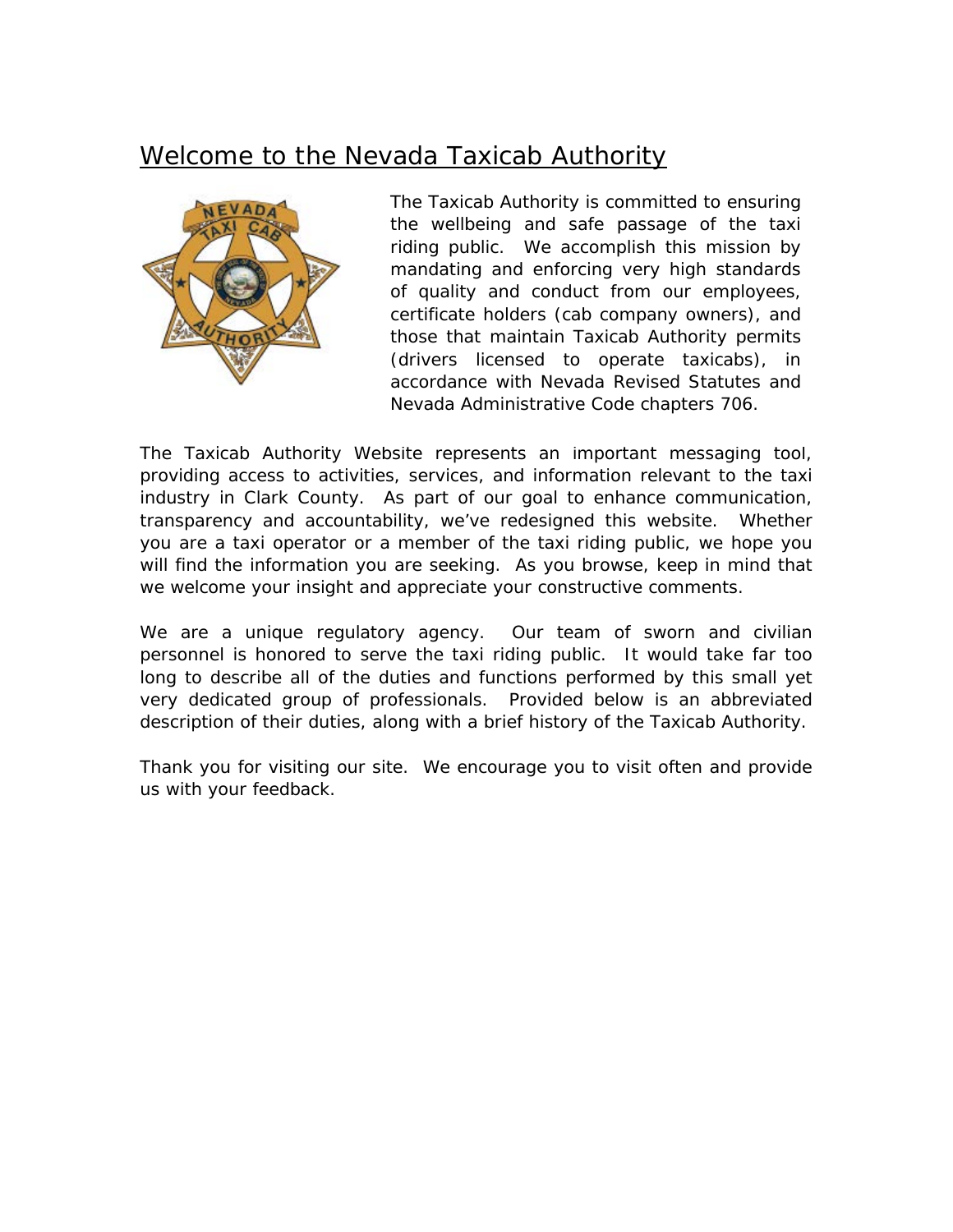# Welcome to the Nevada Taxicab Authority

The Taxicab Authority is committed to ensuring the wellbeing and safe passage of the taxi riding public. We accomplish this mission by mandating and enforcing very high standards of quality and conduct from our employees, certificate holders (cab company owners), and those that maintain Taxicab Authority permits (drivers licensed to operate taxicabs), in accordance with Nevada Revised Statutes and Nevada Administrative Code chapters 706.

The Taxicab Authority Website represents an important messaging tool, providing access to activities, services, and information relevant to the taxi industry in Clark County. As part of our goal to enhance communication, transparency and accountability, we've redesigned this website. Whether you are a taxi operator or a member of the taxi riding public, we hope you will find the information you are seeking. As you browse, keep in mind that we welcome your insight and appreciate your constructive comments.

We are a unique regulatory agency. Our team of sworn and civilian personnel is honored to serve the taxi riding public. It would take far too long to describe all of the duties and functions performed by this small yet very dedicated group of professionals. Provided below is an abbreviated description of their duties, along with a brief history of the Taxicab Authority.

Thank you for visiting our site. We encourage you to visit often and provide us with your feedback.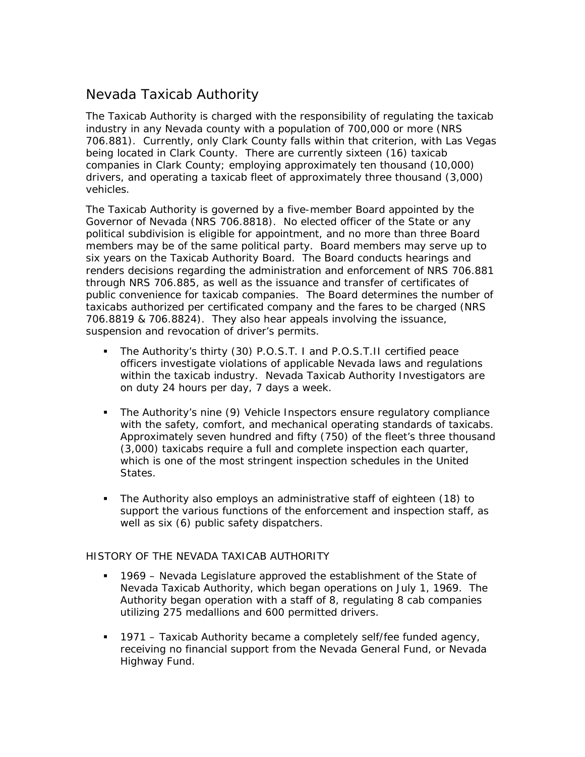# Nevada Taxicab Authority

The Taxicab Authority is charged with the responsibility of regulating the taxicab industry in any Nevada county with a population of 700,000 or more (NRS 706.881). Currently, only Clark County falls within that criterion, with Las Vegas being located in Clark County. There are currently sixteen (16) taxicab companies in Clark County; employing approximately ten thousand (10,000) drivers, and operating a taxicab fleet of approximately three thousand (3,000) vehicles.

The Taxicab Authority is governed by a five-member Board appointed by the Governor of Nevada (NRS 706.8818). No elected officer of the State or any political subdivision is eligible for appointment, and no more than three Board members may be of the same political party. Board members may serve up to six years on the Taxicab Authority Board. The Board conducts hearings and renders decisions regarding the administration and enforcement of NRS 706.881 through NRS 706.885, as well as the issuance and transfer of certificates of public convenience for taxicab companies. The Board determines the number of taxicabs authorized per certificated company and the fares to be charged (NRS 706.8819 & 706.8824). They also hear appeals involving the issuance, suspension and revocation of driver's permits.

- The Authority's thirty (30) P.O.S.T. I and P.O.S.T.II certified peace officers investigate violations of applicable Nevada laws and regulations within the taxicab industry. Nevada Taxicab Authority Investigators are on duty 24 hours per day, 7 days a week.
- The Authority's nine (9) Vehicle Inspectors ensure regulatory compliance with the safety, comfort, and mechanical operating standards of taxicabs. Approximately seven hundred and fifty (750) of the fleet's three thousand (3,000) taxicabs require a full and complete inspection each quarter, which is one of the most stringent inspection schedules in the United States.
- The Authority also employs an administrative staff of eighteen (18) to support the various functions of the enforcement and inspection staff, as well as six (6) public safety dispatchers.

## HISTORY OF THE NEVADA TAXICAB AUTHORITY

- 1969 – Nevada Legislature approved the establishment of the State of Nevada Taxicab Authority, which began operations on July 1, 1969. The Authority began operation with a staff of 8, regulating 8 cab companies utilizing 275 medallions and 600 permitted drivers.
- 1971 – Taxicab Authority became a completely self/fee funded agency, receiving no financial support from the Nevada General Fund, or Nevada Highway Fund.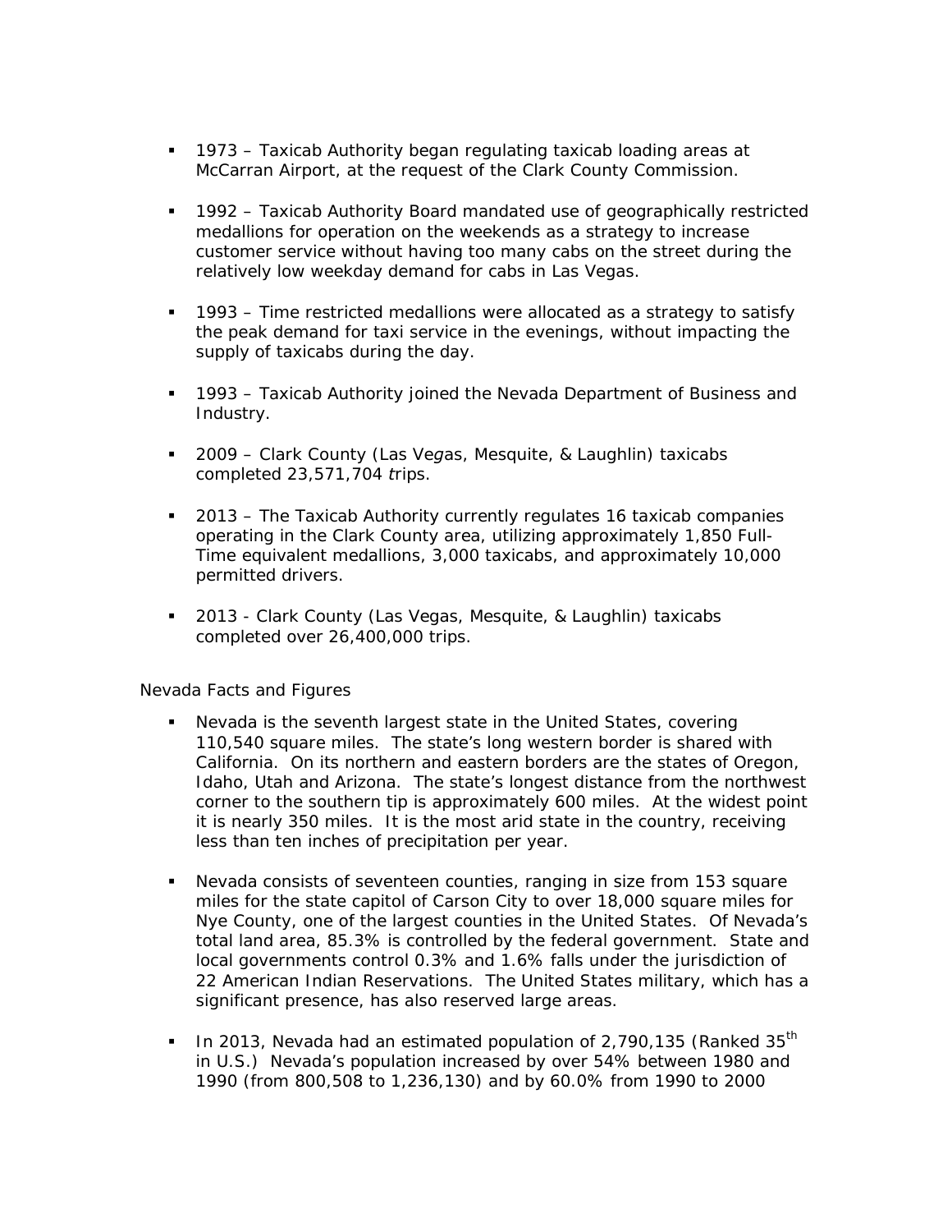- 1973 – Taxicab Authority began regulating taxicab loading areas at McCarran Airport, at the request of the Clark County Commission.

- 1992 – Taxicab Authority Board mandated use of geographically restricted medallions for operation on the weekends as a strategy to increase customer service without having too many cabs on the street during the relatively low weekday demand for cabs in Las Vegas.

- 1993 – Time restricted medallions were allocated as a strategy to satisfy the peak demand for taxi service in the evenings, without impacting the supply of taxicabs during the day.

- 1993 – Taxicab Authority joined the Nevada Department of Business and Industry.

- 2009 – Clark County (Las Vegas, Mesquite, & Laughlin) taxicabs completed 23,571,704 trips.

- 2013 – The Taxicab Authority currently regulates 16 taxicab companies operating in the Clark County area, utilizing approximately 1,850 Full-Time equivalent medallions, 3,000 taxicabs, and approximately 10,000 permitted drivers.

- 2013 - Clark County (Las Vegas, Mesquite, & Laughlin) taxicabs completed over 26,400,000 trips.

Nevada Facts and Figures

- Nevada is the seventh largest state in the United States, covering 110,540 square miles. The state's long western border is shared with California. On its northern and eastern borders are the states of Oregon, Idaho, Utah and Arizona. The state's longest distance from the northwest corner to the southern tip is approximately 600 miles. At the widest point it is nearly 350 miles. It is the most arid state in the country, receiving less than ten inches of precipitation per year.

- Nevada consists of seventeen counties, ranging in size from 153 square miles for the state capitol of Carson City to over 18,000 square miles for Nye County, one of the largest counties in the United States. Of Nevada's total land area, 85.3% is controlled by the federal government. State and local governments control 0.3% and 1.6% falls under the jurisdiction of 22 American Indian Reservations. The United States military, which has a significant presence, has also reserved large areas.

- In 2013, Nevada had an estimated population of 2,790,135 (Ranked 35th in U.S.) Nevada's population increased by over 54% between 1980 and 1990 (from 800,508 to 1,236,130) and by 60.0% from 1990 to 2000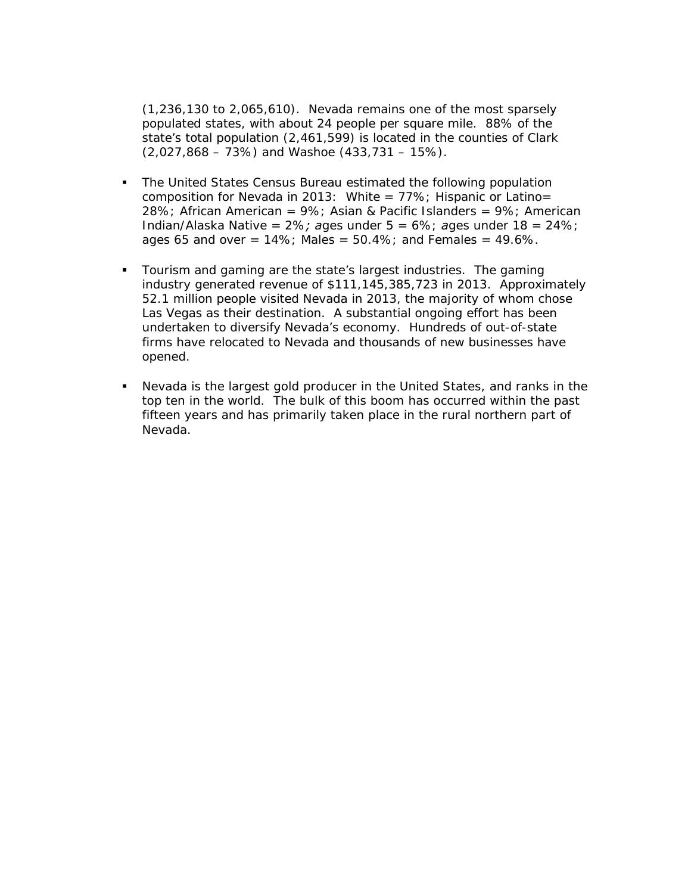(1,236,130 to 2,065,610). Nevada remains one of the most sparsely populated states, with about 24 people per square mile. 88% of the state's total population (2,461,599) is located in the counties of Clark (2,027,868 – 73%) and Washoe (433,731 – 15%).

- The United States Census Bureau estimated the following population composition for Nevada in 2013: White = 77%; Hispanic or Latino= 28%; African American = 9%; Asian & Pacific Islanders = 9%; American Indian/Alaska Native = 2%; ages under 5 = 6%; ages under 18 = 24%; ages 65 and over = 14%; Males = 50.4%; and Females = 49.6%.

- Tourism and gaming are the state's largest industries. The gaming industry generated revenue of $111,145,385,723 in 2013. Approximately 52.1 million people visited Nevada in 2013, the majority of whom chose Las Vegas as their destination. A substantial ongoing effort has been undertaken to diversify Nevada's economy. Hundreds of out-of-state firms have relocated to Nevada and thousands of new businesses have opened.

- Nevada is the largest gold producer in the United States, and ranks in the top ten in the world. The bulk of this boom has occurred within the past fifteen years and has primarily taken place in the rural northern part of Nevada.